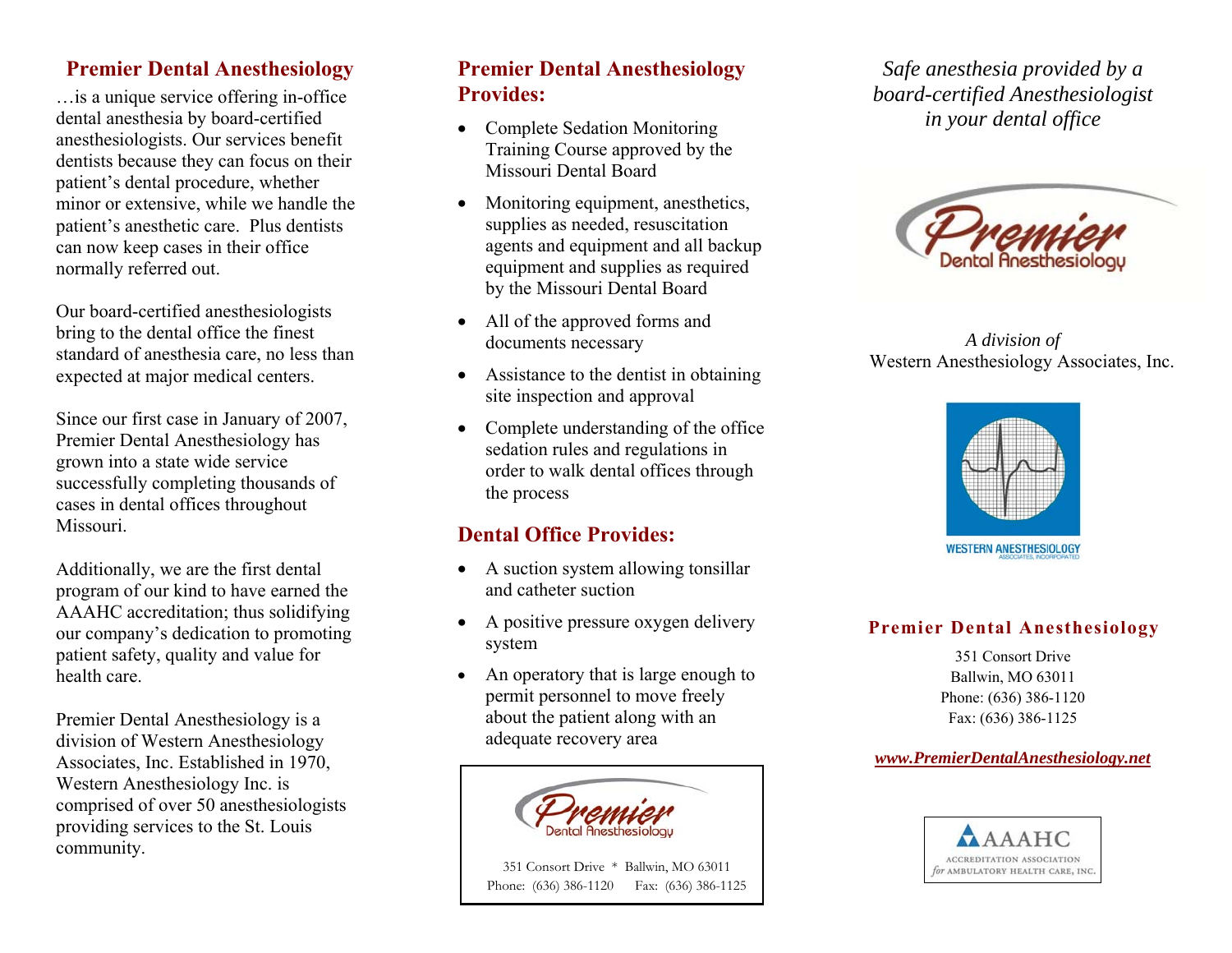## Premier Dental Anesthesiology

…is a unique service offering in-office dental anesthesia by board-certified anesthesiologists. Our services benefit dentists because they can focus on their patient's dental procedure, whether minor or extensive, while we handle the patient's anesthetic care. Plus dentists can now keep cases in their office normally referred out.

Our board-certified anesthesiologists bring to the dental office the finest standard of anesthesia care, no less than expected at major medical centers.

Since our first case in January of 2007, Premier Dental Anesthesiology has grown into a state wide service successfully completing thousands of cases in dental offices throughout Missouri.

Additionally, we are the first dental program of our kind to have earned the AAAHC accreditation; thus solidifying our company's dedication to promoting patient safety, quality and value for health care.

Premier Dental Anesthesiology is a division of Western Anesthesiology Associates, Inc. Established in 1970, Western Anesthesiology Inc. is comprised of over 50 anesthesiologists providing services to the St. Louis community.

## Premier Dental Anesthesiology Provides:

- Complete Sedation Monitoring Training Course approved by the Missouri Dental Board
- Monitoring equipment, anesthetics, supplies as needed, resuscitation agents and equipment and all backup equipment and supplies as required by the Missouri Dental Board
- All of the approved forms and documents necessary
- Assistance to the dentist in obtaining site inspection and approval
- Complete understanding of the office sedation rules and regulations in order to walk dental offices through the process

## Dental Office Provides:

- A suction system allowing tonsillar and catheter suction
- A positive pressure oxygen delivery system
- An operatory that is large enough to permit personnel to move freely about the patient along with an adequate recovery area

Premier Dental Anesthesiology

351 Consort Drive * Ballwin, MO 63011
Phone: (636) 386-1120 Fax: (636) 386-1125

*Safe anesthesia provided by a board-certified Anesthesiologist in your dental office*

Premier Dental Anesthesiology

*A division of*
Western Anesthesiology Associates, Inc.

WESTERN ANESTHESIOLOGY ASSOCIATES, INCORPORATED

**Premier Dental Anesthesiology**

351 Consort Drive
Ballwin, MO 63011
Phone: (636) 386-1120
Fax: (636) 386-1125

***www.PremierDentalAnesthesiology.net***

AAAHC
ACCREDITATION ASSOCIATION *for* AMBULATORY HEALTH CARE, INC.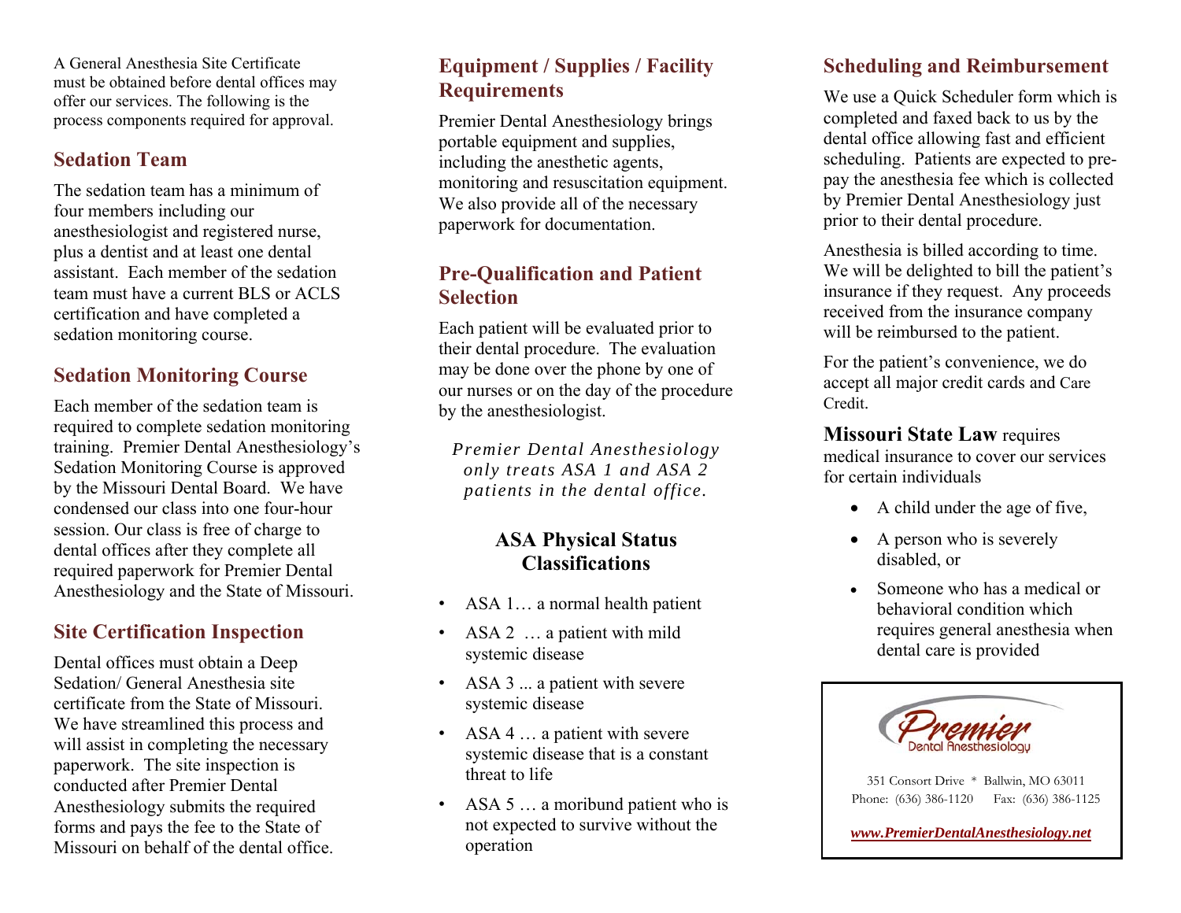A General Anesthesia Site Certificate must be obtained before dental offices may offer our services. The following is the process components required for approval.

## Sedation Team

The sedation team has a minimum of four members including our anesthesiologist and registered nurse, plus a dentist and at least one dental assistant. Each member of the sedation team must have a current BLS or ACLS certification and have completed a sedation monitoring course.

## Sedation Monitoring Course

Each member of the sedation team is required to complete sedation monitoring training. Premier Dental Anesthesiology's Sedation Monitoring Course is approved by the Missouri Dental Board. We have condensed our class into one four-hour session. Our class is free of charge to dental offices after they complete all required paperwork for Premier Dental Anesthesiology and the State of Missouri.

## Site Certification Inspection

Dental offices must obtain a Deep Sedation/ General Anesthesia site certificate from the State of Missouri. We have streamlined this process and will assist in completing the necessary paperwork. The site inspection is conducted after Premier Dental Anesthesiology submits the required forms and pays the fee to the State of Missouri on behalf of the dental office.

## Equipment / Supplies / Facility Requirements

Premier Dental Anesthesiology brings portable equipment and supplies, including the anesthetic agents, monitoring and resuscitation equipment. We also provide all of the necessary paperwork for documentation.

## Pre-Qualification and Patient Selection

Each patient will be evaluated prior to their dental procedure. The evaluation may be done over the phone by one of our nurses or on the day of the procedure by the anesthesiologist.

*Premier Dental Anesthesiology only treats ASA 1 and ASA 2 patients in the dental office.*

### ASA Physical Status Classifications

- ASA 1… a normal health patient
- ASA 2 … a patient with mild systemic disease
- ASA 3 ... a patient with severe systemic disease
- ASA 4 … a patient with severe systemic disease that is a constant threat to life
- ASA 5 … a moribund patient who is not expected to survive without the operation

## Scheduling and Reimbursement

We use a Quick Scheduler form which is completed and faxed back to us by the dental office allowing fast and efficient scheduling. Patients are expected to pre-pay the anesthesia fee which is collected by Premier Dental Anesthesiology just prior to their dental procedure.

Anesthesia is billed according to time. We will be delighted to bill the patient's insurance if they request. Any proceeds received from the insurance company will be reimbursed to the patient.

For the patient's convenience, we do accept all major credit cards and Care Credit.

**Missouri State Law** requires medical insurance to cover our services for certain individuals

- A child under the age of five,
- A person who is severely disabled, or
- Someone who has a medical or behavioral condition which requires general anesthesia when dental care is provided

Premier Dental Anesthesiology

351 Consort Drive * Ballwin, MO 63011
Phone: (636) 386-1120 Fax: (636) 386-1125

*www.PremierDentalAnesthesiology.net*